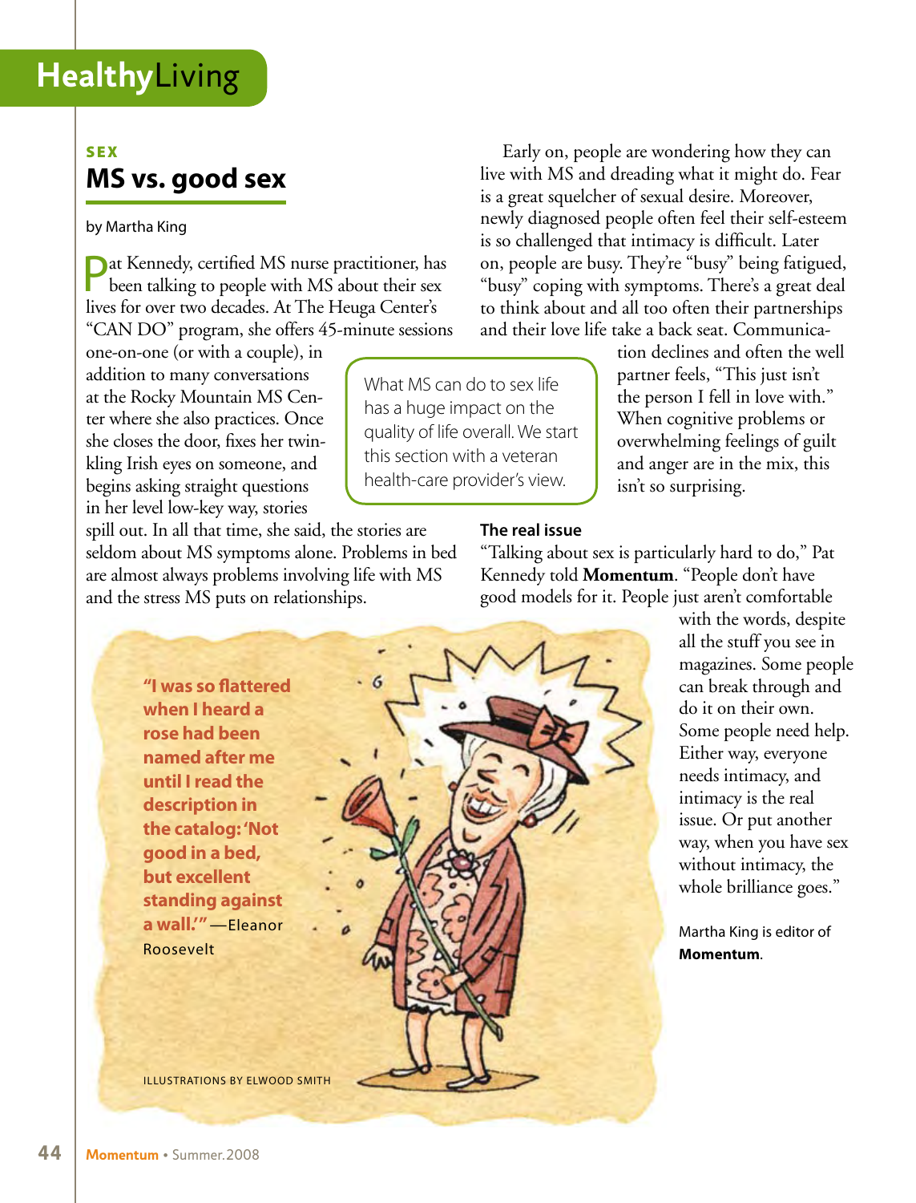# HealthyLiving

**SEX**

## MS vs. good sex

by Martha King

Pat Kennedy, certified MS nurse practitioner, has been talking to people with MS about their sex lives for over two decades. At The Heuga Center's "CAN DO" program, she offers 45-minute sessions one-on-one (or with a couple), in addition to many conversations at the Rocky Mountain MS Center where she also practices. Once she closes the door, fixes her twinkling Irish eyes on someone, and begins asking straight questions in her level low-key way, stories spill out. In all that time, she said, the stories are seldom about MS symptoms alone. Problems in bed are almost always problems involving life with MS and the stress MS puts on relationships.

> What MS can do to sex life has a huge impact on the quality of life overall. We start this section with a veteran health-care provider's view.

Early on, people are wondering how they can live with MS and dreading what it might do. Fear is a great squelcher of sexual desire. Moreover, newly diagnosed people often feel their self-esteem is so challenged that intimacy is difficult. Later on, people are busy. They're "busy" being fatigued, "busy" coping with symptoms. There's a great deal to think about and all too often their partnerships and their love life take a back seat. Communication declines and often the well partner feels, "This just isn't the person I fell in love with." When cognitive problems or overwhelming feelings of guilt and anger are in the mix, this isn't so surprising.

### The real issue

"Talking about sex is particularly hard to do," Pat Kennedy told **Momentum**. "People don't have good models for it. People just aren't comfortable with the words, despite all the stuff you see in magazines. Some people can break through and do it on their own. Some people need help. Either way, everyone needs intimacy, and intimacy is the real issue. Or put another way, when you have sex without intimacy, the whole brilliance goes."

Martha King is editor of **Momentum**.

**"I was so flattered when I heard a rose had been named after me until I read the description in the catalog: 'Not good in a bed, but excellent standing against a wall.'"** —Eleanor Roosevelt

ILLUSTRATIONS BY ELWOOD SMITH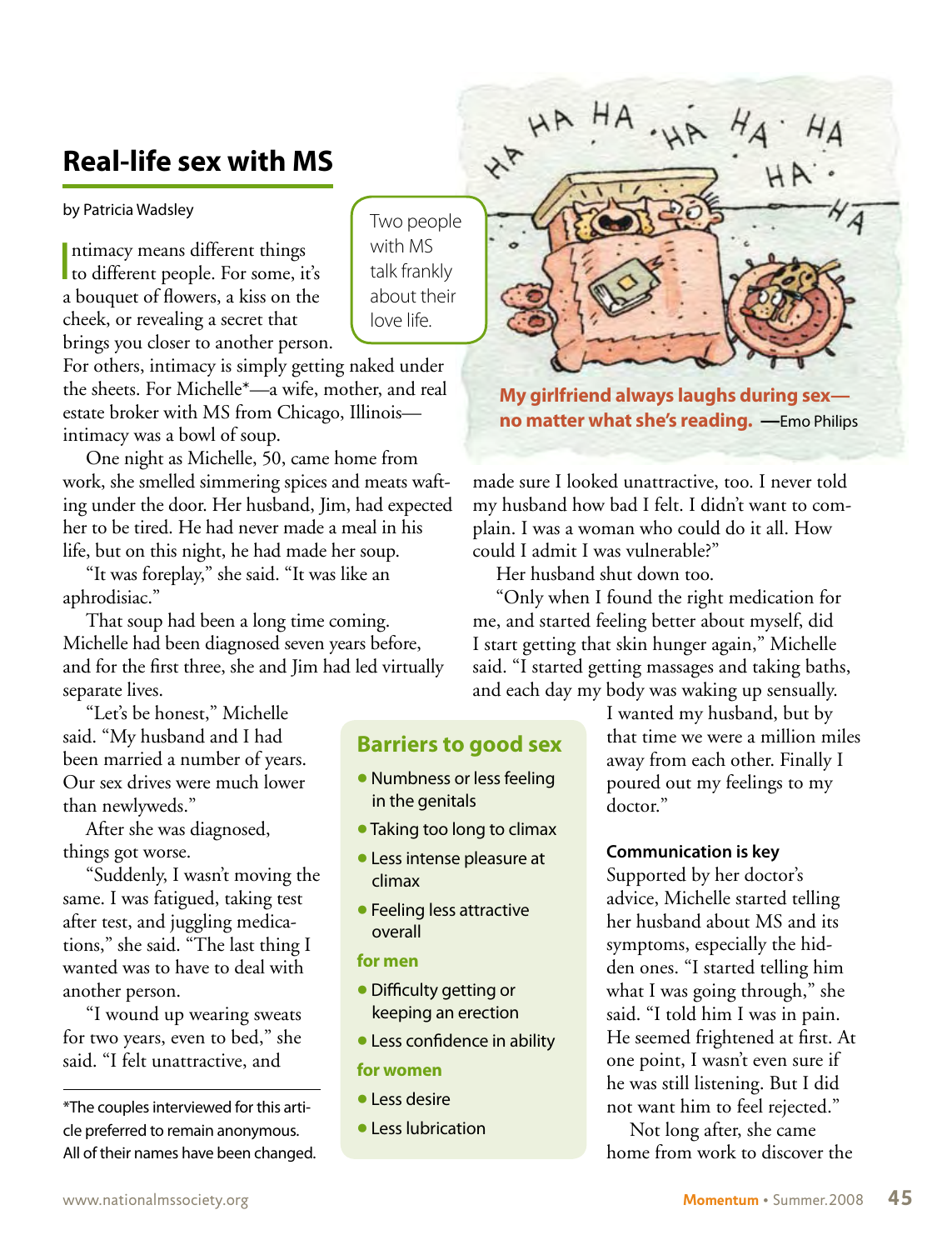## Real-life sex with MS

by Patricia Wadsley

Two people with MS talk frankly about their love life.

Intimacy means different things to different people. For some, it's a bouquet of flowers, a kiss on the cheek, or revealing a secret that brings you closer to another person. For others, intimacy is simply getting naked under the sheets. For Michelle*—a wife, mother, and real estate broker with MS from Chicago, Illinois—intimacy was a bowl of soup.

One night as Michelle, 50, came home from work, she smelled simmering spices and meats wafting under the door. Her husband, Jim, had expected her to be tired. He had never made a meal in his life, but on this night, he had made her soup.

"It was foreplay," she said. "It was like an aphrodisiac."

That soup had been a long time coming. Michelle had been diagnosed seven years before, and for the first three, she and Jim had led virtually separate lives.

"Let's be honest," Michelle said. "My husband and I had been married a number of years. Our sex drives were much lower than newlyweds."

After she was diagnosed, things got worse.

"Suddenly, I wasn't moving the same. I was fatigued, taking test after test, and juggling medications," she said. "The last thing I wanted was to have to deal with another person.

"I wound up wearing sweats for two years, even to bed," she said. "I felt unattractive, and made sure I looked unattractive, too. I never told my husband how bad I felt. I didn't want to complain. I was a woman who could do it all. How could I admit I was vulnerable?"

Her husband shut down too.

"Only when I found the right medication for me, and started feeling better about myself, did I start getting that skin hunger again," Michelle said. "I started getting massages and taking baths, and each day my body was waking up sensually. I wanted my husband, but by that time we were a million miles away from each other. Finally I poured out my feelings to my doctor."

### Communication is key

Supported by her doctor's advice, Michelle started telling her husband about MS and its symptoms, especially the hidden ones. "I started telling him what I was going through," she said. "I told him I was in pain. He seemed frightened at first. At one point, I wasn't even sure if he was still listening. But I did not want him to feel rejected."

Not long after, she came home from work to discover the

*The couples interviewed for this article preferred to remain anonymous. All of their names have been changed.

**My girlfriend always laughs during sex—no matter what she's reading.** —Emo Philips

### Barriers to good sex

- Numbness or less feeling in the genitals
- Taking too long to climax
- Less intense pleasure at climax
- Feeling less attractive overall

**for men**

- Difficulty getting or keeping an erection
- Less confidence in ability

**for women**

- Less desire
- Less lubrication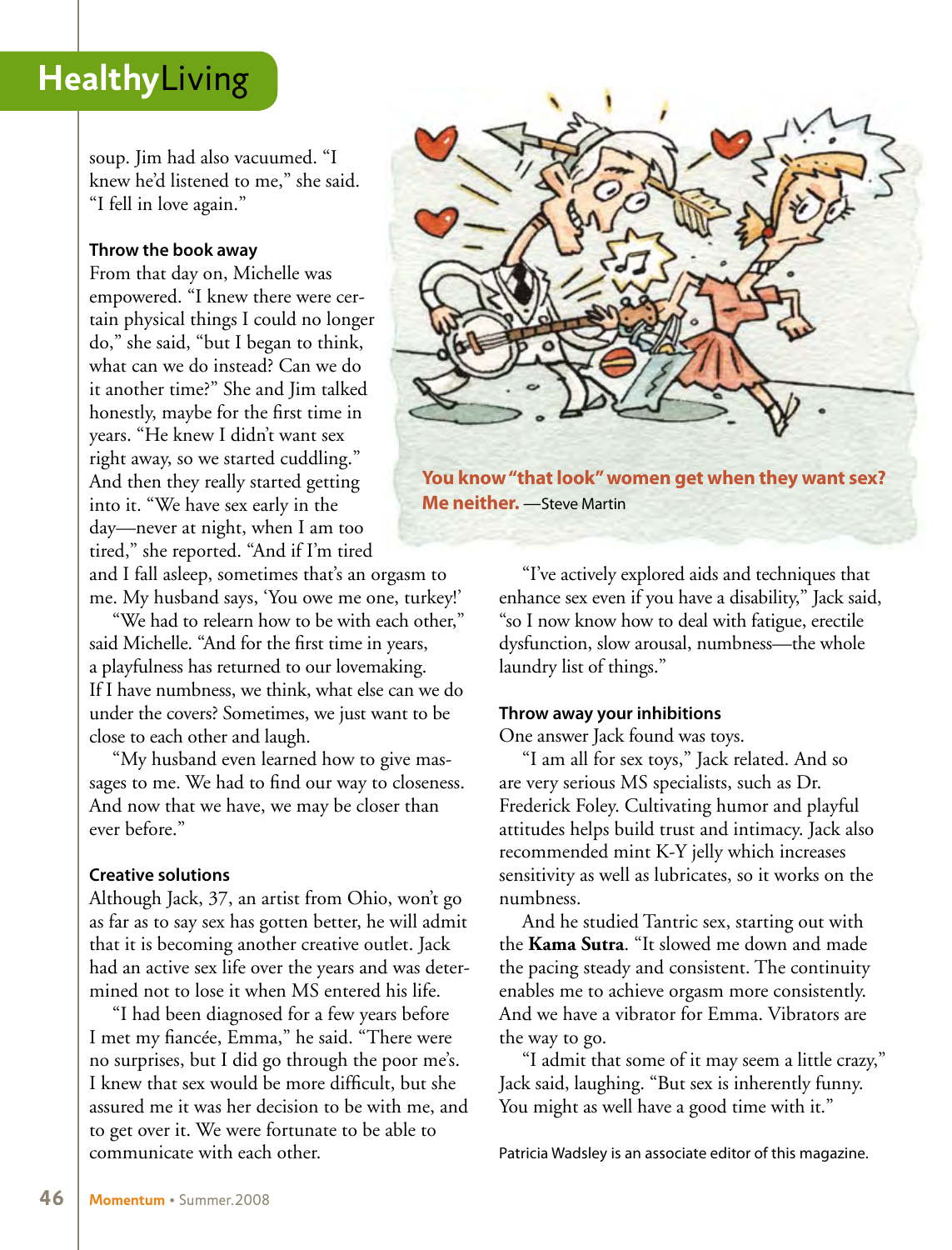soup. Jim had also vacuumed. "I knew he'd listened to me," she said. "I fell in love again."

### Throw the book away

From that day on, Michelle was empowered. "I knew there were certain physical things I could no longer do," she said, "but I began to think, what can we do instead? Can we do it another time?" She and Jim talked honestly, maybe for the first time in years. "He knew I didn't want sex right away, so we started cuddling." And then they really started getting into it. "We have sex early in the day—never at night, when I am too tired," she reported. "And if I'm tired and I fall asleep, sometimes that's an orgasm to me. My husband says, 'You owe me one, turkey!'

"We had to relearn how to be with each other," said Michelle. "And for the first time in years, a playfulness has returned to our lovemaking. If I have numbness, we think, what else can we do under the covers? Sometimes, we just want to be close to each other and laugh.

"My husband even learned how to give massages to me. We had to find our way to closeness. And now that we have, we may be closer than ever before."

### Creative solutions

Although Jack, 37, an artist from Ohio, won't go as far as to say sex has gotten better, he will admit that it is becoming another creative outlet. Jack had an active sex life over the years and was determined not to lose it when MS entered his life.

"I had been diagnosed for a few years before I met my fiancée, Emma," he said. "There were no surprises, but I did go through the poor me's. I knew that sex would be more difficult, but she assured me it was her decision to be with me, and to get over it. We were fortunate to be able to communicate with each other.

**You know "that look" women get when they want sex? Me neither.** —Steve Martin

"I've actively explored aids and techniques that enhance sex even if you have a disability," Jack said, "so I now know how to deal with fatigue, erectile dysfunction, slow arousal, numbness—the whole laundry list of things."

### Throw away your inhibitions

One answer Jack found was toys.

"I am all for sex toys," Jack related. And so are very serious MS specialists, such as Dr. Frederick Foley. Cultivating humor and playful attitudes helps build trust and intimacy. Jack also recommended mint K-Y jelly which increases sensitivity as well as lubricates, so it works on the numbness.

And he studied Tantric sex, starting out with the **Kama Sutra**. "It slowed me down and made the pacing steady and consistent. The continuity enables me to achieve orgasm more consistently. And we have a vibrator for Emma. Vibrators are the way to go.

"I admit that some of it may seem a little crazy," Jack said, laughing. "But sex is inherently funny. You might as well have a good time with it."

Patricia Wadsley is an associate editor of this magazine.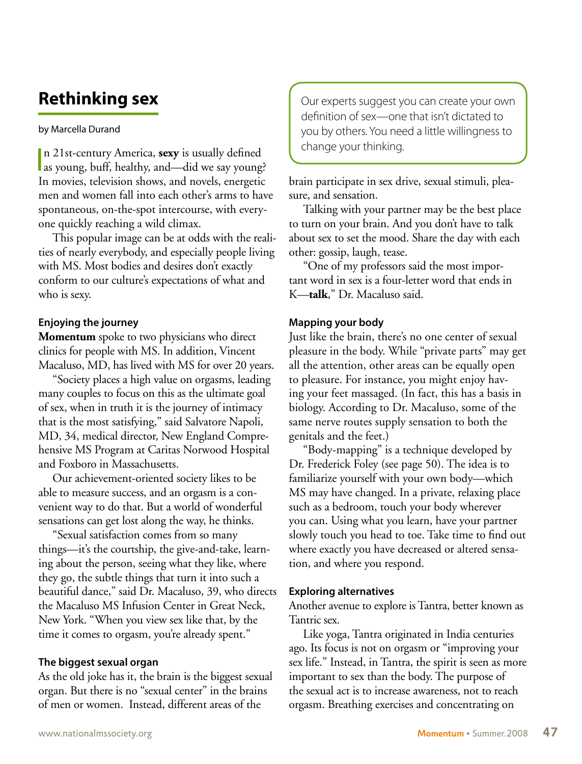## Rethinking sex

by Marcella Durand

In 21st-century America, **sexy** is usually defined as young, buff, healthy, and—did we say young? In movies, television shows, and novels, energetic men and women fall into each other's arms to have spontaneous, on-the-spot intercourse, with everyone quickly reaching a wild climax.

This popular image can be at odds with the realities of nearly everybody, and especially people living with MS. Most bodies and desires don't exactly conform to our culture's expectations of what and who is sexy.

### Enjoying the journey

**Momentum** spoke to two physicians who direct clinics for people with MS. In addition, Vincent Macaluso, MD, has lived with MS for over 20 years.

"Society places a high value on orgasms, leading many couples to focus on this as the ultimate goal of sex, when in truth it is the journey of intimacy that is the most satisfying," said Salvatore Napoli, MD, 34, medical director, New England Comprehensive MS Program at Caritas Norwood Hospital and Foxboro in Massachusetts.

Our achievement-oriented society likes to be able to measure success, and an orgasm is a convenient way to do that. But a world of wonderful sensations can get lost along the way, he thinks.

"Sexual satisfaction comes from so many things—it's the courtship, the give-and-take, learning about the person, seeing what they like, where they go, the subtle things that turn it into such a beautiful dance," said Dr. Macaluso, 39, who directs the Macaluso MS Infusion Center in Great Neck, New York. "When you view sex like that, by the time it comes to orgasm, you're already spent."

### The biggest sexual organ

As the old joke has it, the brain is the biggest sexual organ. But there is no "sexual center" in the brains of men or women. Instead, different areas of the brain participate in sex drive, sexual stimuli, pleasure, and sensation.

> Our experts suggest you can create your own definition of sex—one that isn't dictated to you by others. You need a little willingness to change your thinking.

Talking with your partner may be the best place to turn on your brain. And you don't have to talk about sex to set the mood. Share the day with each other: gossip, laugh, tease.

"One of my professors said the most important word in sex is a four-letter word that ends in K—**talk**," Dr. Macaluso said.

### Mapping your body

Just like the brain, there's no one center of sexual pleasure in the body. While "private parts" may get all the attention, other areas can be equally open to pleasure. For instance, you might enjoy having your feet massaged. (In fact, this has a basis in biology. According to Dr. Macaluso, some of the same nerve routes supply sensation to both the genitals and the feet.)

"Body-mapping" is a technique developed by Dr. Frederick Foley (see page 50). The idea is to familiarize yourself with your own body—which MS may have changed. In a private, relaxing place such as a bedroom, touch your body wherever you can. Using what you learn, have your partner slowly touch you head to toe. Take time to find out where exactly you have decreased or altered sensation, and where you respond.

### Exploring alternatives

Another avenue to explore is Tantra, better known as Tantric sex.

Like yoga, Tantra originated in India centuries ago. Its focus is not on orgasm or "improving your sex life." Instead, in Tantra, the spirit is seen as more important to sex than the body. The purpose of the sexual act is to increase awareness, not to reach orgasm. Breathing exercises and concentrating on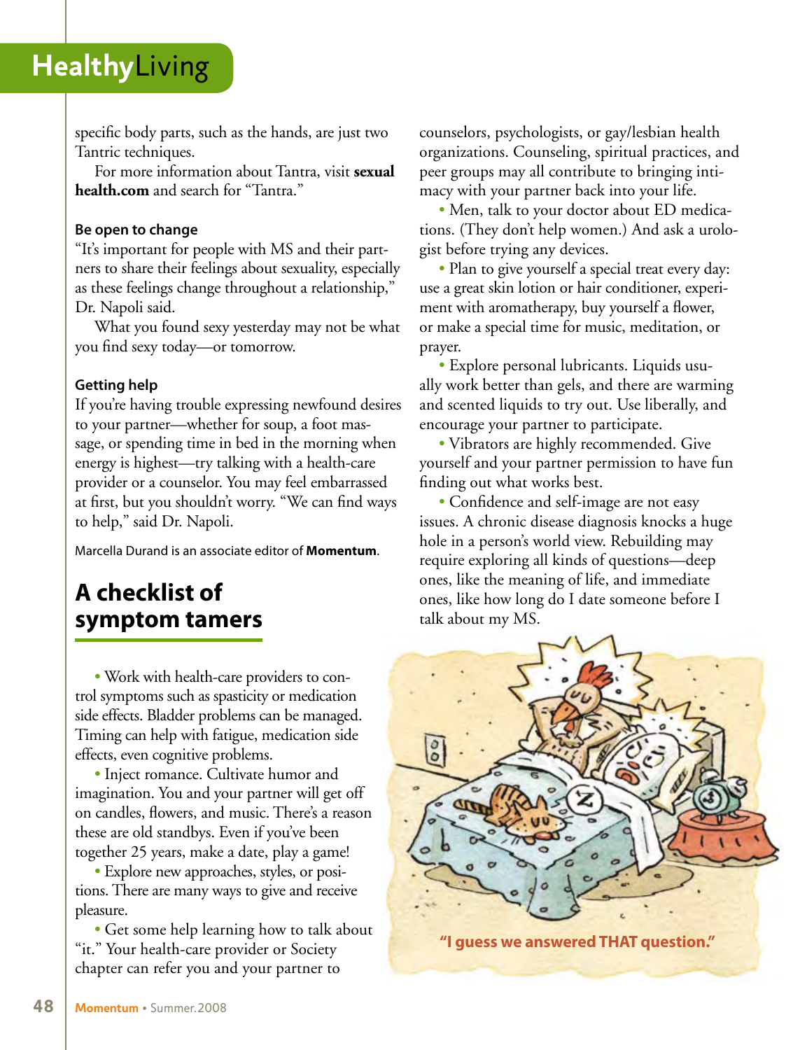specific body parts, such as the hands, are just two Tantric techniques.

For more information about Tantra, visit **sexualhealth.com** and search for “Tantra.”

### Be open to change

“It’s important for people with MS and their partners to share their feelings about sexuality, especially as these feelings change throughout a relationship,” Dr. Napoli said.

What you found sexy yesterday may not be what you find sexy today—or tomorrow.

### Getting help

If you’re having trouble expressing newfound desires to your partner—whether for soup, a foot massage, or spending time in bed in the morning when energy is highest—try talking with a health-care provider or a counselor. You may feel embarrassed at first, but you shouldn’t worry. “We can find ways to help,” said Dr. Napoli.

Marcella Durand is an associate editor of **Momentum**.

## A checklist of symptom tamers

- Work with health-care providers to control symptoms such as spasticity or medication side effects. Bladder problems can be managed. Timing can help with fatigue, medication side effects, even cognitive problems.
- Inject romance. Cultivate humor and imagination. You and your partner will get off on candles, flowers, and music. There’s a reason these are old standbys. Even if you’ve been together 25 years, make a date, play a game!
- Explore new approaches, styles, or positions. There are many ways to give and receive pleasure.
- Get some help learning how to talk about “it.” Your health-care provider or Society chapter can refer you and your partner to counselors, psychologists, or gay/lesbian health organizations. Counseling, spiritual practices, and peer groups may all contribute to bringing intimacy with your partner back into your life.
- Men, talk to your doctor about ED medications. (They don’t help women.) And ask a urologist before trying any devices.
- Plan to give yourself a special treat every day: use a great skin lotion or hair conditioner, experiment with aromatherapy, buy yourself a flower, or make a special time for music, meditation, or prayer.
- Explore personal lubricants. Liquids usually work better than gels, and there are warming and scented liquids to try out. Use liberally, and encourage your partner to participate.
- Vibrators are highly recommended. Give yourself and your partner permission to have fun finding out what works best.
- Confidence and self-image are not easy issues. A chronic disease diagnosis knocks a huge hole in a person’s world view. Rebuilding may require exploring all kinds of questions—deep ones, like the meaning of life, and immediate ones, like how long do I date someone before I talk about my MS.

**“I guess we answered THAT question.”**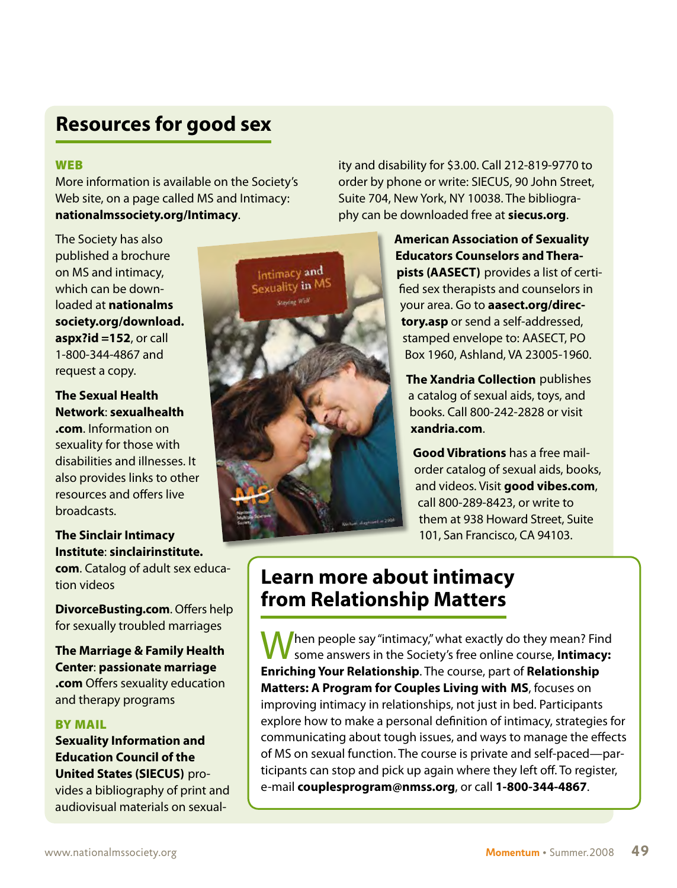## Resources for good sex

### WEB

More information is available on the Society's Web site, on a page called MS and Intimacy: **nationalmssociety.org/Intimacy**.

The Society has also published a brochure on MS and intimacy, which can be downloaded at **nationalms society.org/download. aspx?id =152**, or call 1-800-344-4867 and request a copy.

**The Sexual Health Network**: **sexualhealth .com**. Information on sexuality for those with disabilities and illnesses. It also provides links to other resources and offers live broadcasts.

**The Sinclair Intimacy Institute**: **sinclairinstitute. com**. Catalog of adult sex education videos

**DivorceBusting.com**. Offers help for sexually troubled marriages

**The Marriage & Family Health Center**: **passionate marriage .com** Offers sexuality education and therapy programs

### BY MAIL

**Sexuality Information and Education Council of the United States (SIECUS)** provides a bibliography of print and audiovisual materials on sexuality and disability for $3.00. Call 212-819-9770 to order by phone or write: SIECUS, 90 John Street, Suite 704, New York, NY 10038. The bibliography can be downloaded free at **siecus.org**.

**American Association of Sexuality Educators Counselors and Therapists (AASECT)** provides a list of certified sex therapists and counselors in your area. Go to **aasect.org/directory.asp** or send a self-addressed, stamped envelope to: AASECT, PO Box 1960, Ashland, VA 23005-1960.

**The Xandria Collection** publishes a catalog of sexual aids, toys, and books. Call 800-242-2828 or visit **xandria.com**.

**Good Vibrations** has a free mail-order catalog of sexual aids, books, and videos. Visit **good vibes.com**, call 800-289-8423, or write to them at 938 Howard Street, Suite 101, San Francisco, CA 94103.

## Learn more about intimacy from Relationship Matters

When people say "intimacy," what exactly do they mean? Find some answers in the Society's free online course, **Intimacy: Enriching Your Relationship**. The course, part of **Relationship Matters: A Program for Couples Living with MS**, focuses on improving intimacy in relationships, not just in bed. Participants explore how to make a personal definition of intimacy, strategies for communicating about tough issues, and ways to manage the effects of MS on sexual function. The course is private and self-paced—participants can stop and pick up again where they left off. To register, e-mail **couplesprogram@nmss.org**, or call **1-800-344-4867**.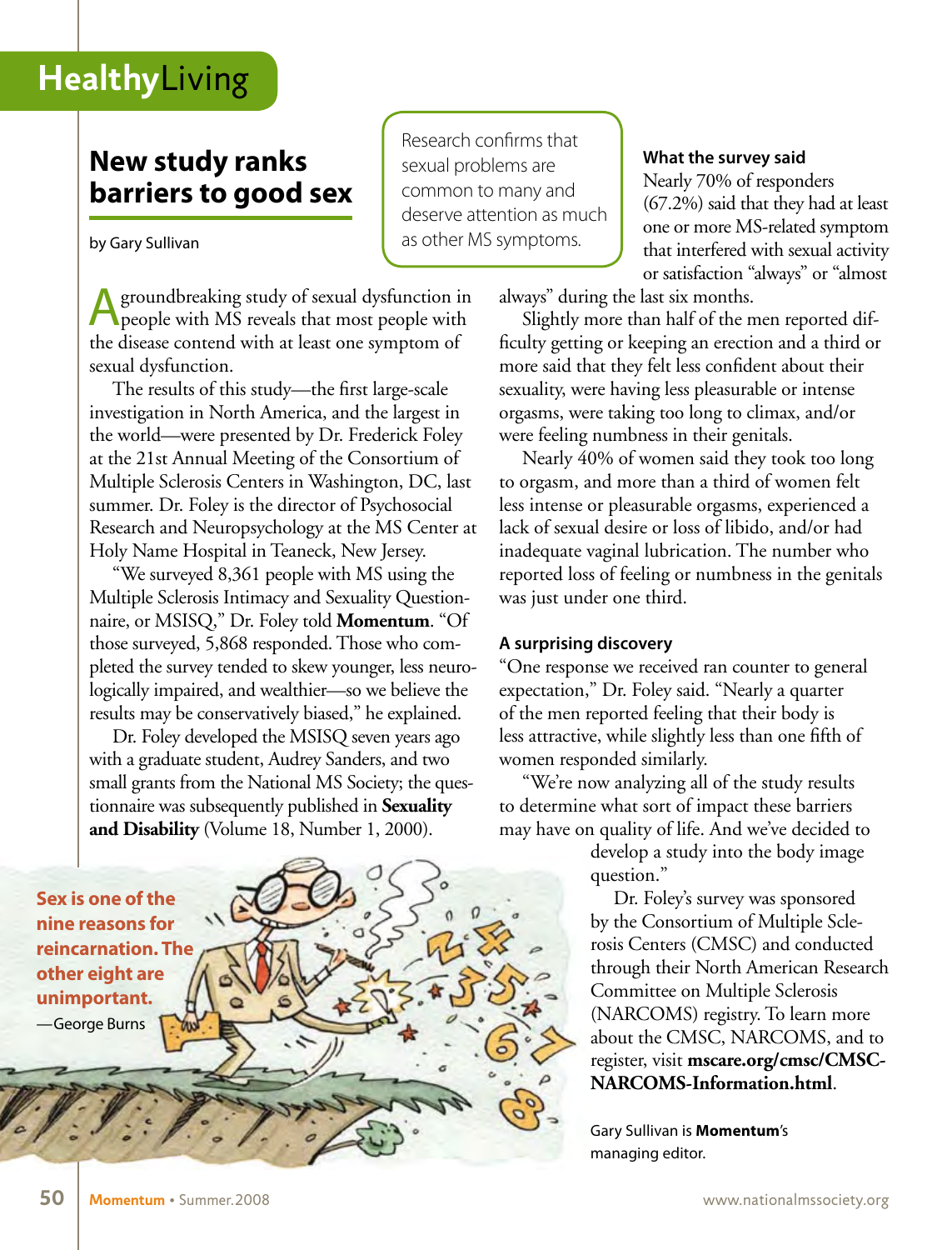## New study ranks barriers to good sex

by Gary Sullivan

Research confirms that sexual problems are common to many and deserve attention as much as other MS symptoms.

A groundbreaking study of sexual dysfunction in people with MS reveals that most people with the disease contend with at least one symptom of sexual dysfunction.

The results of this study—the first large-scale investigation in North America, and the largest in the world—were presented by Dr. Frederick Foley at the 21st Annual Meeting of the Consortium of Multiple Sclerosis Centers in Washington, DC, last summer. Dr. Foley is the director of Psychosocial Research and Neuropsychology at the MS Center at Holy Name Hospital in Teaneck, New Jersey.

"We surveyed 8,361 people with MS using the Multiple Sclerosis Intimacy and Sexuality Questionnaire, or MSISQ," Dr. Foley told **Momentum**. "Of those surveyed, 5,868 responded. Those who completed the survey tended to skew younger, less neurologically impaired, and wealthier—so we believe the results may be conservatively biased," he explained.

Dr. Foley developed the MSISQ seven years ago with a graduate student, Audrey Sanders, and two small grants from the National MS Society; the questionnaire was subsequently published in **Sexuality and Disability** (Volume 18, Number 1, 2000).

**Sex is one of the nine reasons for reincarnation. The other eight are unimportant.**
—George Burns

### What the survey said

Nearly 70% of responders (67.2%) said that they had at least one or more MS-related symptom that interfered with sexual activity or satisfaction "always" or "almost always" during the last six months.

Slightly more than half of the men reported difficulty getting or keeping an erection and a third or more said that they felt less confident about their sexuality, were having less pleasurable or intense orgasms, were taking too long to climax, and/or were feeling numbness in their genitals.

Nearly 40% of women said they took too long to orgasm, and more than a third of women felt less intense or pleasurable orgasms, experienced a lack of sexual desire or loss of libido, and/or had inadequate vaginal lubrication. The number who reported loss of feeling or numbness in the genitals was just under one third.

### A surprising discovery

"One response we received ran counter to general expectation," Dr. Foley said. "Nearly a quarter of the men reported feeling that their body is less attractive, while slightly less than one fifth of women responded similarly.

"We're now analyzing all of the study results to determine what sort of impact these barriers may have on quality of life. And we've decided to develop a study into the body image question."

Dr. Foley's survey was sponsored by the Consortium of Multiple Sclerosis Centers (CMSC) and conducted through their North American Research Committee on Multiple Sclerosis (NARCOMS) registry. To learn more about the CMSC, NARCOMS, and to register, visit **mscare.org/cmsc/CMSC-NARCOMS-Information.html**.

Gary Sullivan is **Momentum**'s managing editor.